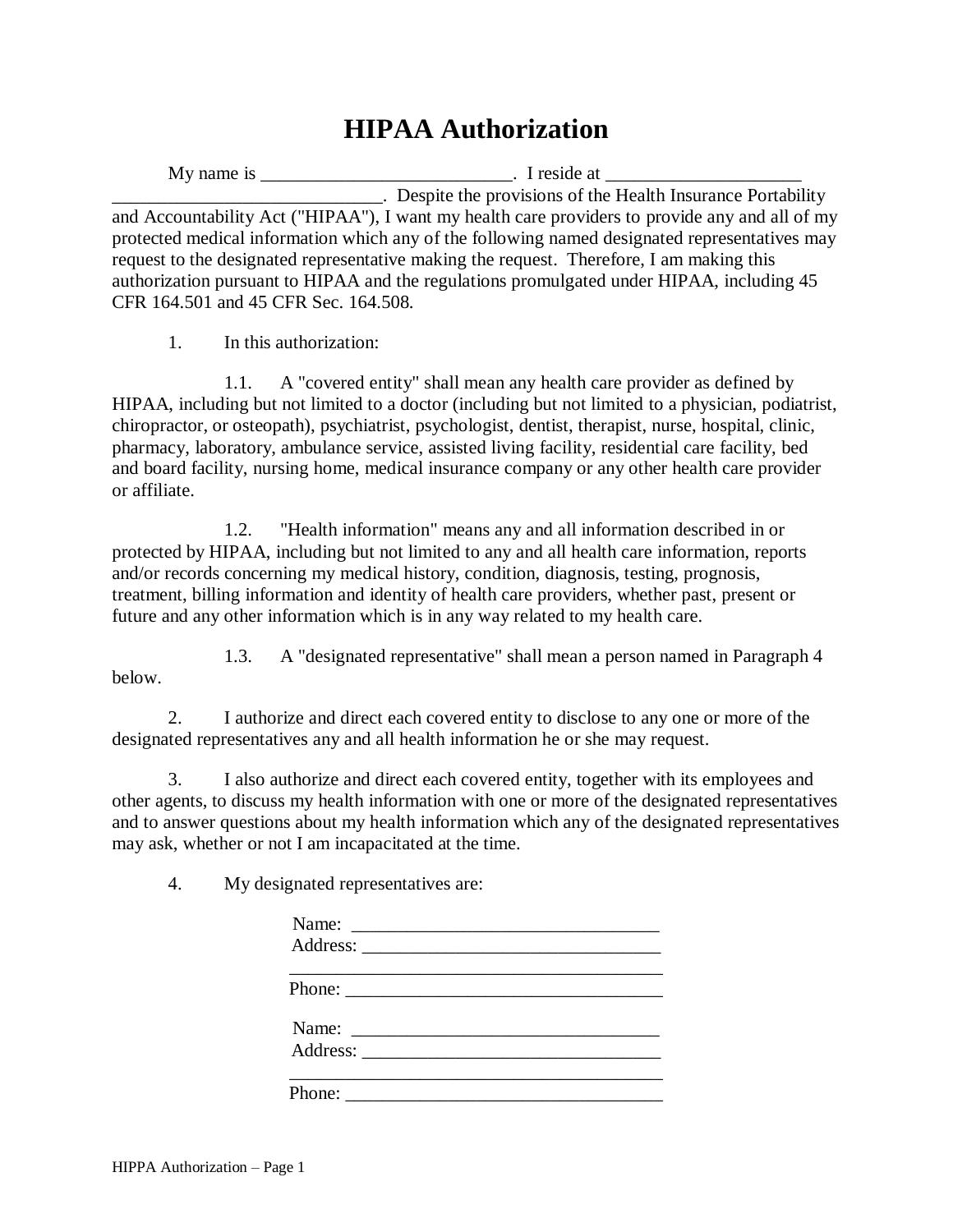# HIPAA Authorization

My name is ___________________________. I reside at _____________________ _____________________________. Despite the provisions of the Health Insurance Portability and Accountability Act ("HIPAA"), I want my health care providers to provide any and all of my protected medical information which any of the following named designated representatives may request to the designated representative making the request. Therefore, I am making this authorization pursuant to HIPAA and the regulations promulgated under HIPAA, including 45 CFR 164.501 and 45 CFR Sec. 164.508.

1. In this authorization:

   1.1. A "covered entity" shall mean any health care provider as defined by HIPAA, including but not limited to a doctor (including but not limited to a physician, podiatrist, chiropractor, or osteopath), psychiatrist, psychologist, dentist, therapist, nurse, hospital, clinic, pharmacy, laboratory, ambulance service, assisted living facility, residential care facility, bed and board facility, nursing home, medical insurance company or any other health care provider or affiliate.

   1.2. "Health information" means any and all information described in or protected by HIPAA, including but not limited to any and all health care information, reports and/or records concerning my medical history, condition, diagnosis, testing, prognosis, treatment, billing information and identity of health care providers, whether past, present or future and any other information which is in any way related to my health care.

   1.3. A "designated representative" shall mean a person named in Paragraph 4 below.

2. I authorize and direct each covered entity to disclose to any one or more of the designated representatives any and all health information he or she may request.

3. I also authorize and direct each covered entity, together with its employees and other agents, to discuss my health information with one or more of the designated representatives and to answer questions about my health information which any of the designated representatives may ask, whether or not I am incapacitated at the time.

4. My designated representatives are:

Name: _________________________________
Address: ________________________________
_________________________________________
Phone: __________________________________

Name: _________________________________
Address: ________________________________
_________________________________________
Phone: __________________________________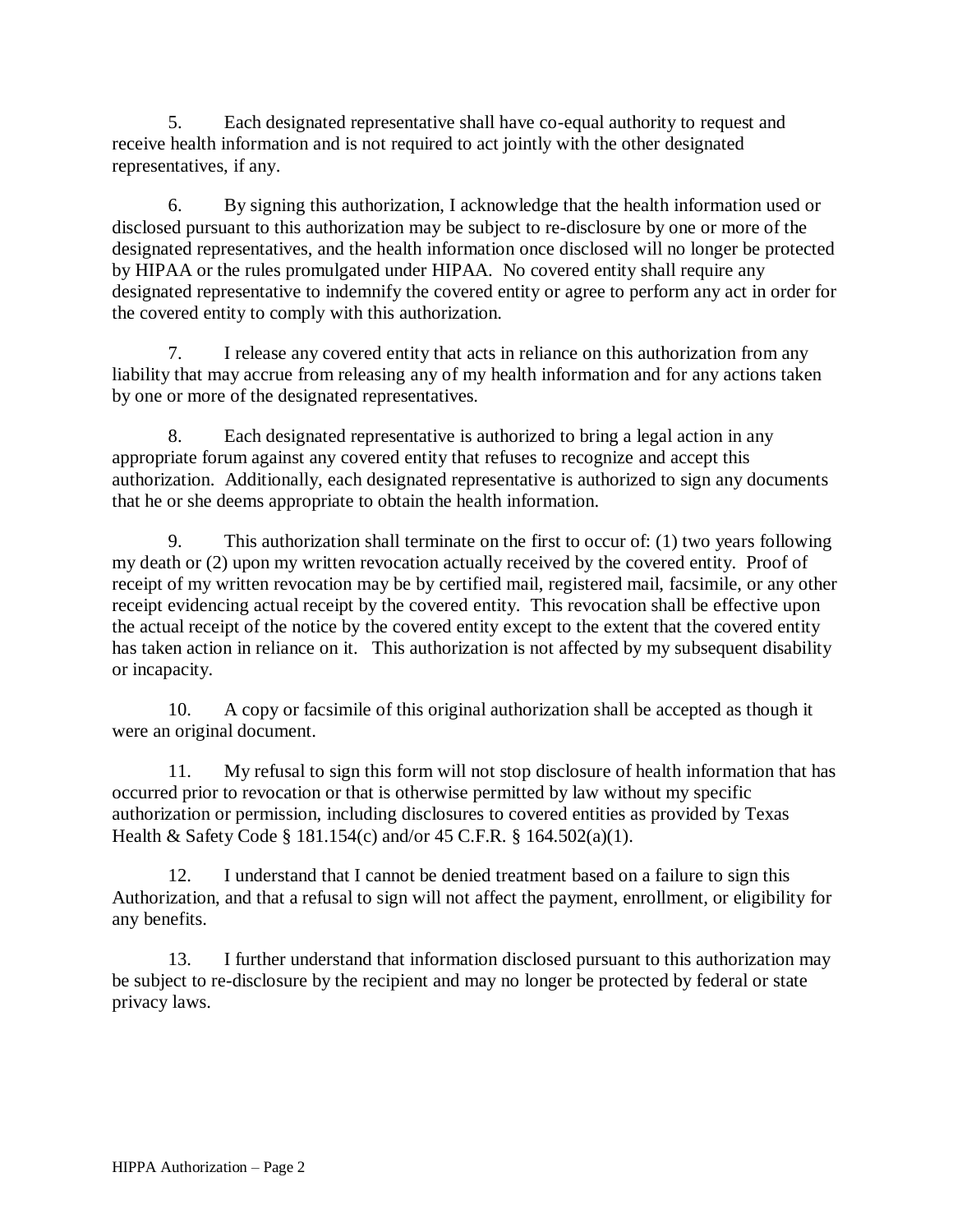5. Each designated representative shall have co-equal authority to request and receive health information and is not required to act jointly with the other designated representatives, if any.

6. By signing this authorization, I acknowledge that the health information used or disclosed pursuant to this authorization may be subject to re-disclosure by one or more of the designated representatives, and the health information once disclosed will no longer be protected by HIPAA or the rules promulgated under HIPAA. No covered entity shall require any designated representative to indemnify the covered entity or agree to perform any act in order for the covered entity to comply with this authorization.

7. I release any covered entity that acts in reliance on this authorization from any liability that may accrue from releasing any of my health information and for any actions taken by one or more of the designated representatives.

8. Each designated representative is authorized to bring a legal action in any appropriate forum against any covered entity that refuses to recognize and accept this authorization. Additionally, each designated representative is authorized to sign any documents that he or she deems appropriate to obtain the health information.

9. This authorization shall terminate on the first to occur of: (1) two years following my death or (2) upon my written revocation actually received by the covered entity. Proof of receipt of my written revocation may be by certified mail, registered mail, facsimile, or any other receipt evidencing actual receipt by the covered entity. This revocation shall be effective upon the actual receipt of the notice by the covered entity except to the extent that the covered entity has taken action in reliance on it. This authorization is not affected by my subsequent disability or incapacity.

10. A copy or facsimile of this original authorization shall be accepted as though it were an original document.

11. My refusal to sign this form will not stop disclosure of health information that has occurred prior to revocation or that is otherwise permitted by law without my specific authorization or permission, including disclosures to covered entities as provided by Texas Health & Safety Code § 181.154(c) and/or 45 C.F.R. § 164.502(a)(1).

12. I understand that I cannot be denied treatment based on a failure to sign this Authorization, and that a refusal to sign will not affect the payment, enrollment, or eligibility for any benefits.

13. I further understand that information disclosed pursuant to this authorization may be subject to re-disclosure by the recipient and may no longer be protected by federal or state privacy laws.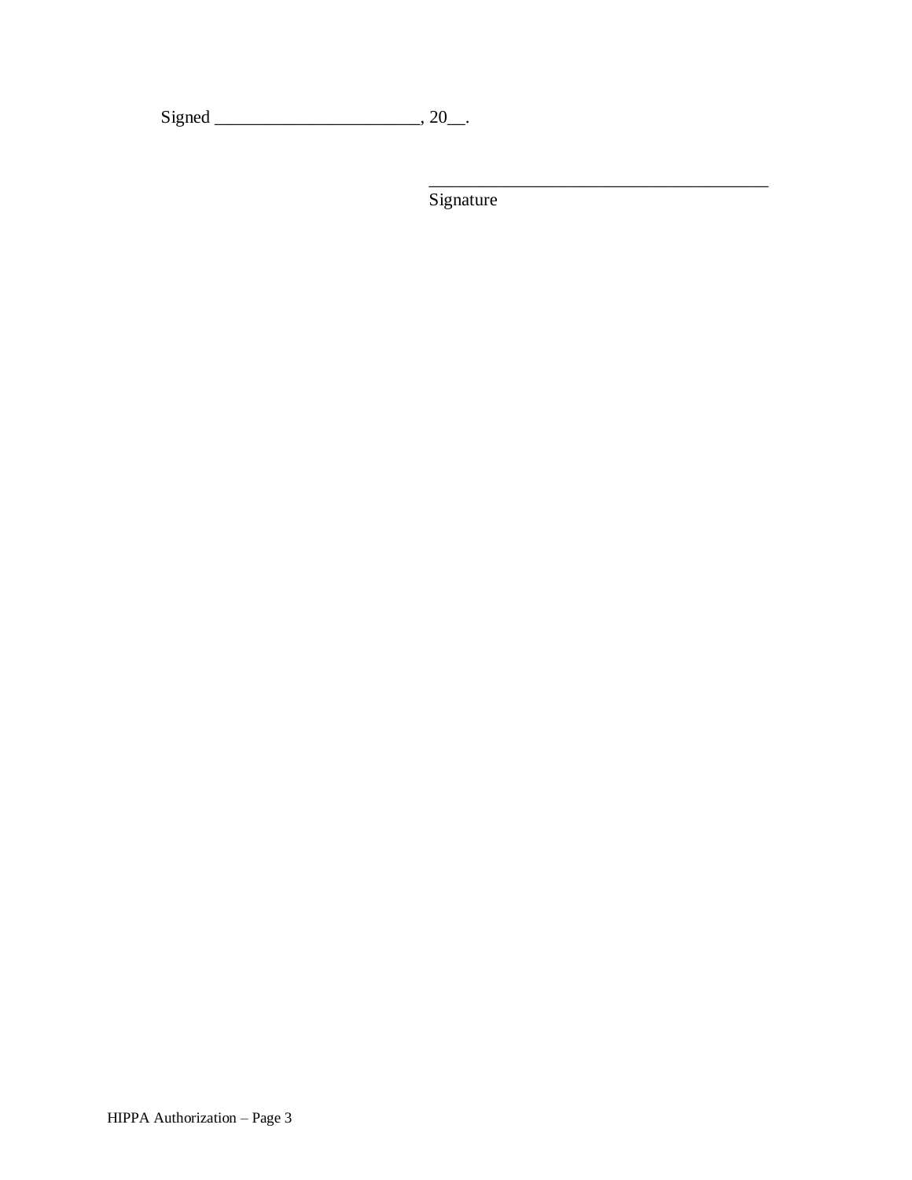Signed ________________________, 20__.

_______________________________________
Signature